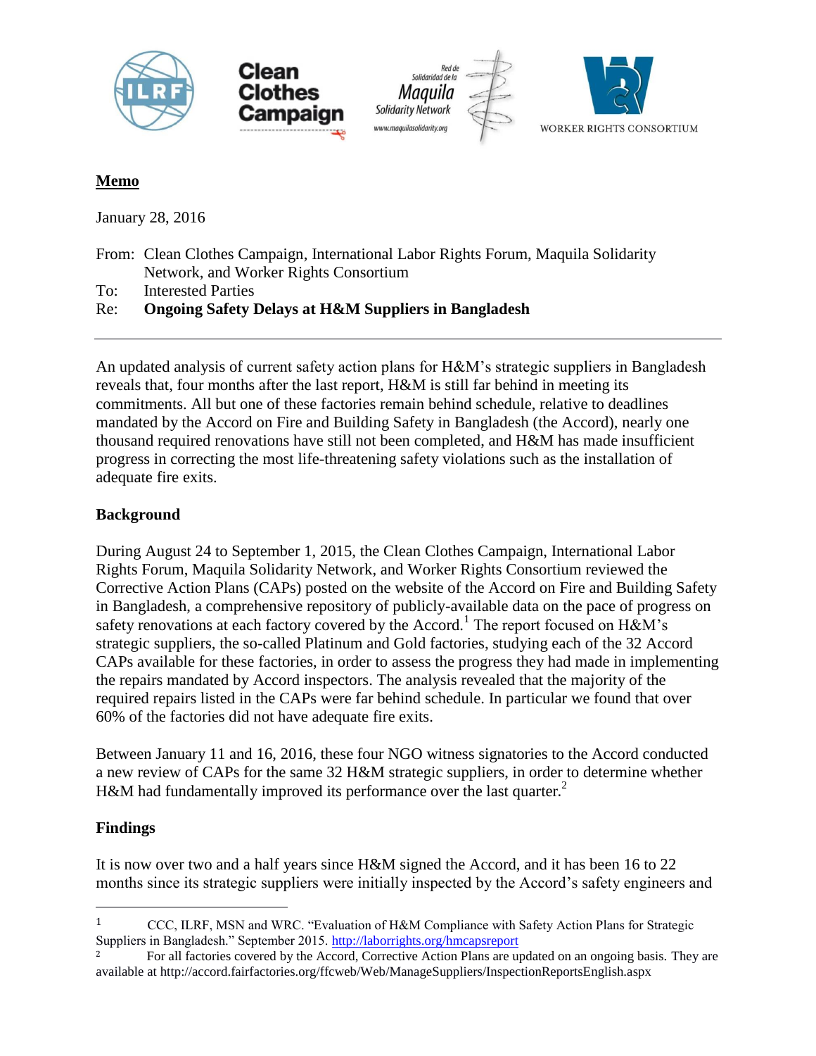**Memo**

January 28, 2016

From: Clean Clothes Campaign, International Labor Rights Forum, Maquila Solidarity Network, and Worker Rights Consortium
To: Interested Parties
Re: **Ongoing Safety Delays at H&M Suppliers in Bangladesh**

---

An updated analysis of current safety action plans for H&M's strategic suppliers in Bangladesh reveals that, four months after the last report, H&M is still far behind in meeting its commitments. All but one of these factories remain behind schedule, relative to deadlines mandated by the Accord on Fire and Building Safety in Bangladesh (the Accord), nearly one thousand required renovations have still not been completed, and H&M has made insufficient progress in correcting the most life-threatening safety violations such as the installation of adequate fire exits.

**Background**

During August 24 to September 1, 2015, the Clean Clothes Campaign, International Labor Rights Forum, Maquila Solidarity Network, and Worker Rights Consortium reviewed the Corrective Action Plans (CAPs) posted on the website of the Accord on Fire and Building Safety in Bangladesh, a comprehensive repository of publicly-available data on the pace of progress on safety renovations at each factory covered by the Accord.[1] The report focused on H&M's strategic suppliers, the so-called Platinum and Gold factories, studying each of the 32 Accord CAPs available for these factories, in order to assess the progress they had made in implementing the repairs mandated by Accord inspectors. The analysis revealed that the majority of the required repairs listed in the CAPs were far behind schedule. In particular we found that over 60% of the factories did not have adequate fire exits.

Between January 11 and 16, 2016, these four NGO witness signatories to the Accord conducted a new review of CAPs for the same 32 H&M strategic suppliers, in order to determine whether H&M had fundamentally improved its performance over the last quarter.[2]

**Findings**

It is now over two and a half years since H&M signed the Accord, and it has been 16 to 22 months since its strategic suppliers were initially inspected by the Accord's safety engineers and

---

[1] CCC, ILRF, MSN and WRC. "Evaluation of H&M Compliance with Safety Action Plans for Strategic Suppliers in Bangladesh." September 2015. http://laborrights.org/hmcapsreport

[2] For all factories covered by the Accord, Corrective Action Plans are updated on an ongoing basis. They are available at http://accord.fairfactories.org/ffcweb/Web/ManageSuppliers/InspectionReportsEnglish.aspx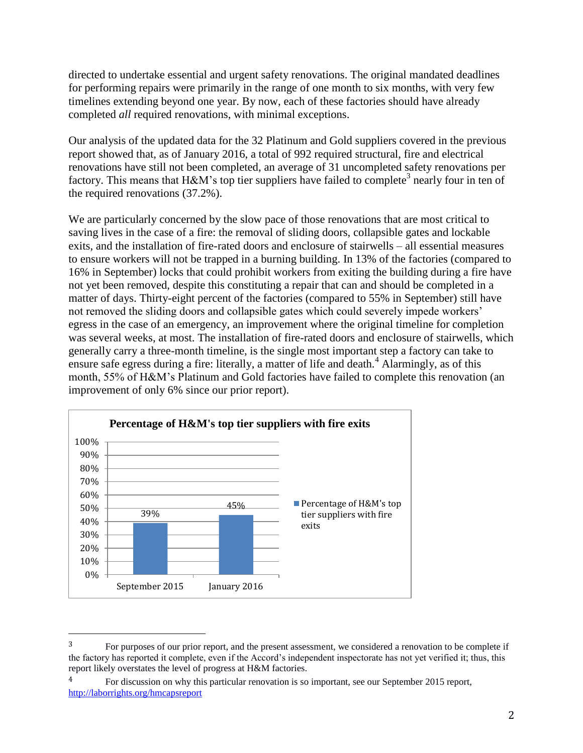directed to undertake essential and urgent safety renovations. The original mandated deadlines for performing repairs were primarily in the range of one month to six months, with very few timelines extending beyond one year. By now, each of these factories should have already completed *all* required renovations, with minimal exceptions.

Our analysis of the updated data for the 32 Platinum and Gold suppliers covered in the previous report showed that, as of January 2016, a total of 992 required structural, fire and electrical renovations have still not been completed, an average of 31 uncompleted safety renovations per factory. This means that H&M's top tier suppliers have failed to complete[3] nearly four in ten of the required renovations (37.2%).

We are particularly concerned by the slow pace of those renovations that are most critical to saving lives in the case of a fire: the removal of sliding doors, collapsible gates and lockable exits, and the installation of fire-rated doors and enclosure of stairwells – all essential measures to ensure workers will not be trapped in a burning building. In 13% of the factories (compared to 16% in September) locks that could prohibit workers from exiting the building during a fire have not yet been removed, despite this constituting a repair that can and should be completed in a matter of days. Thirty-eight percent of the factories (compared to 55% in September) still have not removed the sliding doors and collapsible gates which could severely impede workers' egress in the case of an emergency, an improvement where the original timeline for completion was several weeks, at most. The installation of fire-rated doors and enclosure of stairwells, which generally carry a three-month timeline, is the single most important step a factory can take to ensure safe egress during a fire: literally, a matter of life and death.[4] Alarmingly, as of this month, 55% of H&M's Platinum and Gold factories have failed to complete this renovation (an improvement of only 6% since our prior report).

**Percentage of H&M's top tier suppliers with fire exits**

| | Percentage of H&M's top tier suppliers with fire exits |
|---|---|
| September 2015 | 39% |
| January 2016 | 45% |

---

[3] For purposes of our prior report, and the present assessment, we considered a renovation to be complete if the factory has reported it complete, even if the Accord's independent inspectorate has not yet verified it; thus, this report likely overstates the level of progress at H&M factories.

[4] For discussion on why this particular renovation is so important, see our September 2015 report, http://laborrights.org/hmcapsreport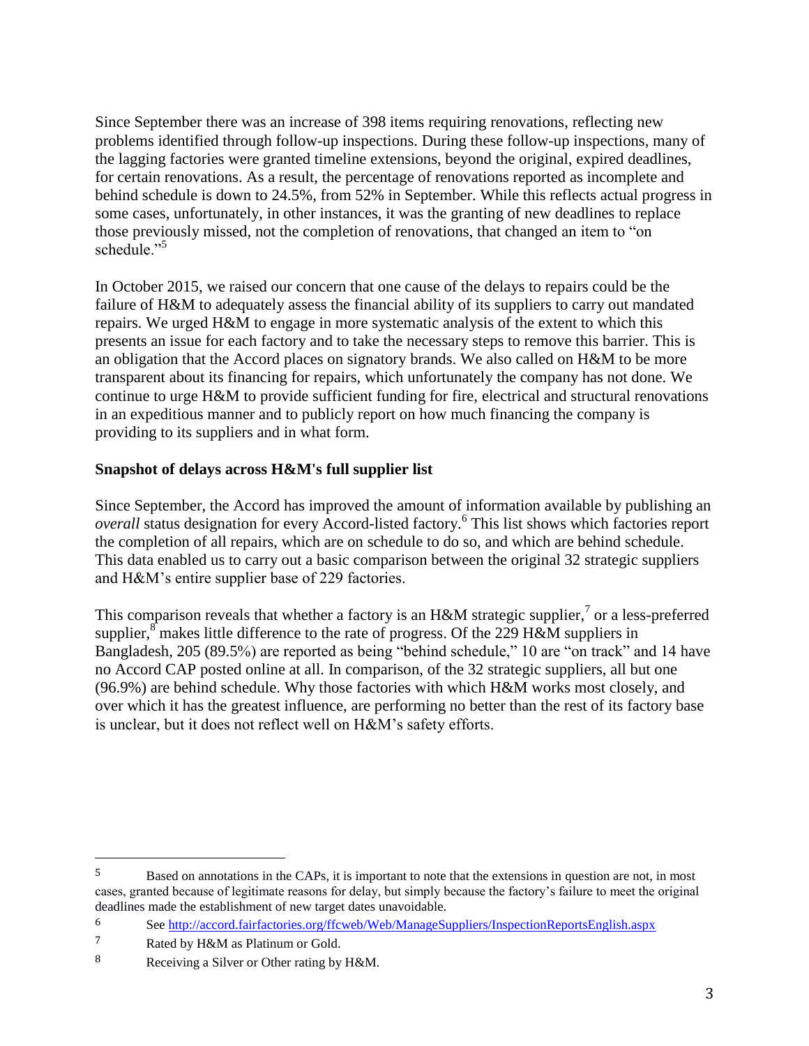Since September there was an increase of 398 items requiring renovations, reflecting new problems identified through follow-up inspections. During these follow-up inspections, many of the lagging factories were granted timeline extensions, beyond the original, expired deadlines, for certain renovations. As a result, the percentage of renovations reported as incomplete and behind schedule is down to 24.5%, from 52% in September. While this reflects actual progress in some cases, unfortunately, in other instances, it was the granting of new deadlines to replace those previously missed, not the completion of renovations, that changed an item to "on schedule."[5]

In October 2015, we raised our concern that one cause of the delays to repairs could be the failure of H&M to adequately assess the financial ability of its suppliers to carry out mandated repairs. We urged H&M to engage in more systematic analysis of the extent to which this presents an issue for each factory and to take the necessary steps to remove this barrier. This is an obligation that the Accord places on signatory brands. We also called on H&M to be more transparent about its financing for repairs, which unfortunately the company has not done. We continue to urge H&M to provide sufficient funding for fire, electrical and structural renovations in an expeditious manner and to publicly report on how much financing the company is providing to its suppliers and in what form.

**Snapshot of delays across H&M's full supplier list**

Since September, the Accord has improved the amount of information available by publishing an *overall* status designation for every Accord-listed factory.[6] This list shows which factories report the completion of all repairs, which are on schedule to do so, and which are behind schedule. This data enabled us to carry out a basic comparison between the original 32 strategic suppliers and H&M's entire supplier base of 229 factories.

This comparison reveals that whether a factory is an H&M strategic supplier,[7] or a less-preferred supplier,[8] makes little difference to the rate of progress. Of the 229 H&M suppliers in Bangladesh, 205 (89.5%) are reported as being "behind schedule," 10 are "on track" and 14 have no Accord CAP posted online at all. In comparison, of the 32 strategic suppliers, all but one (96.9%) are behind schedule. Why those factories with which H&M works most closely, and over which it has the greatest influence, are performing no better than the rest of its factory base is unclear, but it does not reflect well on H&M's safety efforts.

---

[5] Based on annotations in the CAPs, it is important to note that the extensions in question are not, in most cases, granted because of legitimate reasons for delay, but simply because the factory's failure to meet the original deadlines made the establishment of new target dates unavoidable.

[6] See http://accord.fairfactories.org/ffcweb/Web/ManageSuppliers/InspectionReportsEnglish.aspx

[7] Rated by H&M as Platinum or Gold.

[8] Receiving a Silver or Other rating by H&M.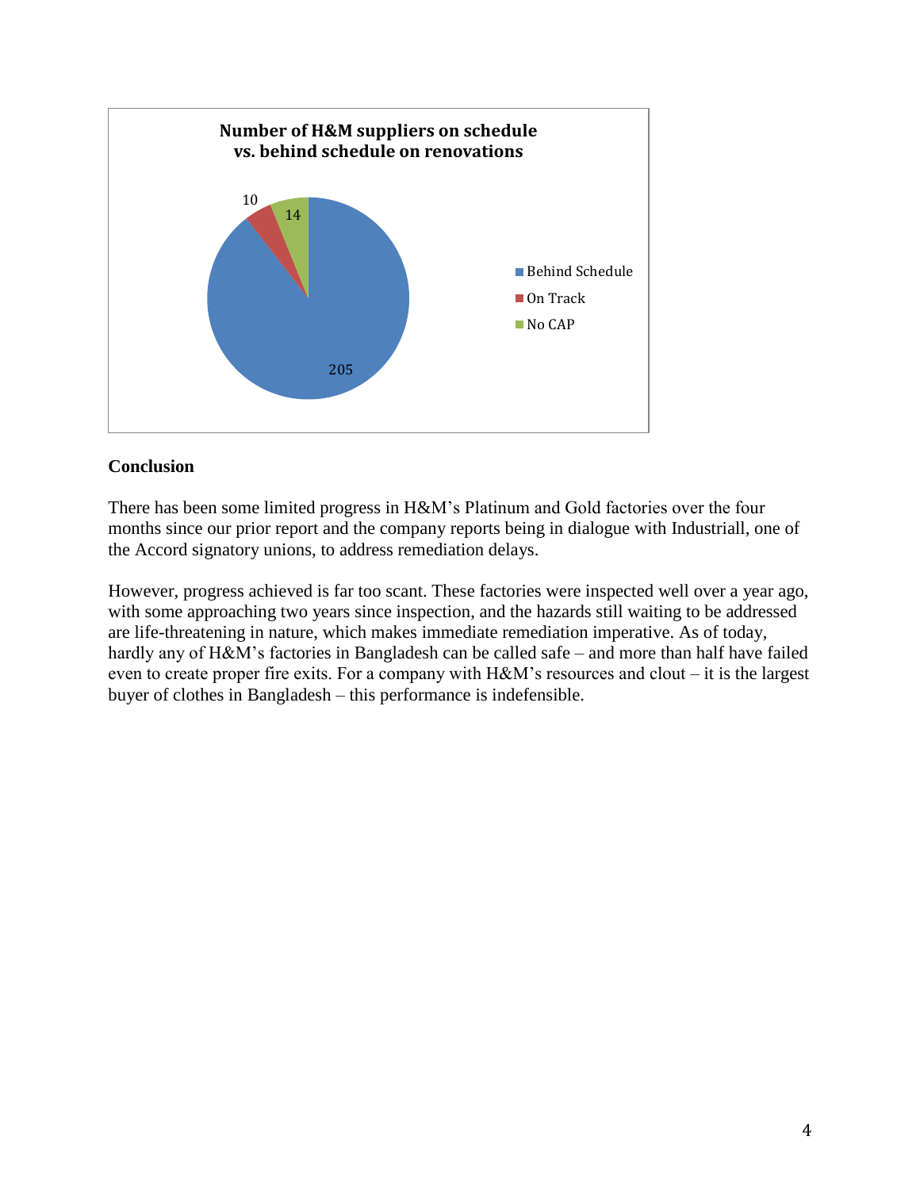**Number of H&M suppliers on schedule vs. behind schedule on renovations**

10

14

205

Behind Schedule

On Track

No CAP

## Conclusion

There has been some limited progress in H&M's Platinum and Gold factories over the four months since our prior report and the company reports being in dialogue with Industriall, one of the Accord signatory unions, to address remediation delays.

However, progress achieved is far too scant. These factories were inspected well over a year ago, with some approaching two years since inspection, and the hazards still waiting to be addressed are life-threatening in nature, which makes immediate remediation imperative. As of today, hardly any of H&M's factories in Bangladesh can be called safe – and more than half have failed even to create proper fire exits. For a company with H&M's resources and clout – it is the largest buyer of clothes in Bangladesh – this performance is indefensible.